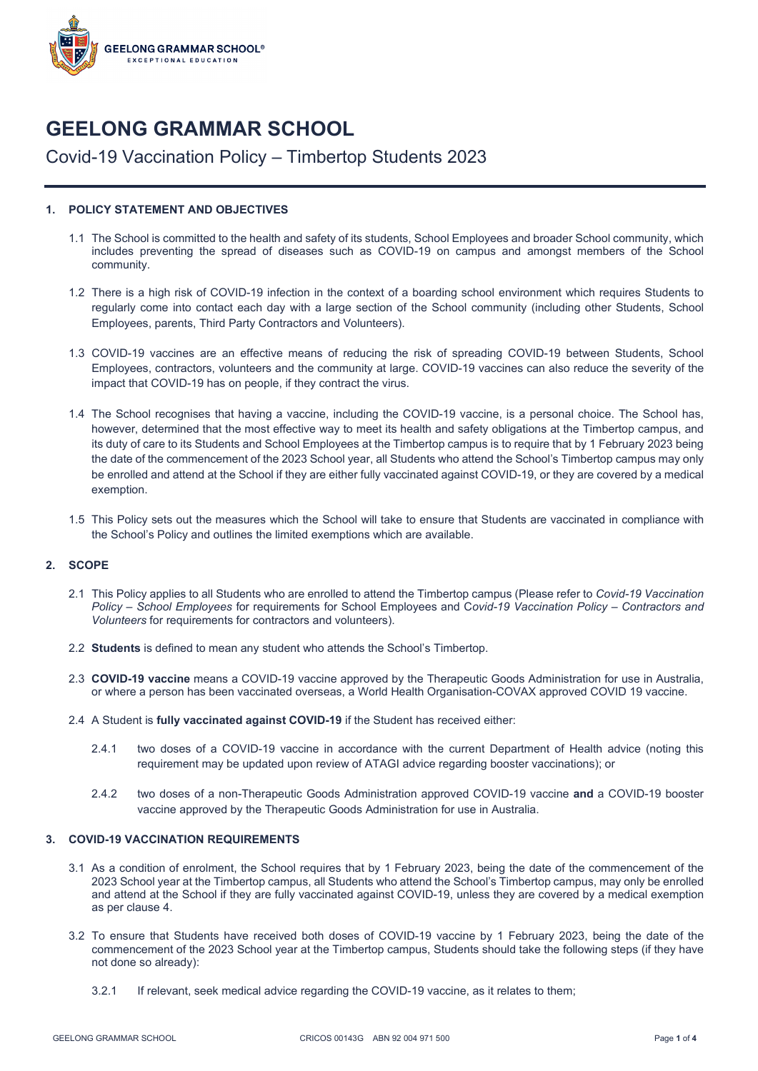# GEELONG GRAMMAR SCHOOL

## Covid-19 Vaccination Policy – Timbertop Students 2023

### 1. POLICY STATEMENT AND OBJECTIVES

1.1 The School is committed to the health and safety of its students, School Employees and broader School community, which includes preventing the spread of diseases such as COVID-19 on campus and amongst members of the School community.

1.2 There is a high risk of COVID-19 infection in the context of a boarding school environment which requires Students to regularly come into contact each day with a large section of the School community (including other Students, School Employees, parents, Third Party Contractors and Volunteers).

1.3 COVID-19 vaccines are an effective means of reducing the risk of spreading COVID-19 between Students, School Employees, contractors, volunteers and the community at large. COVID-19 vaccines can also reduce the severity of the impact that COVID-19 has on people, if they contract the virus.

1.4 The School recognises that having a vaccine, including the COVID-19 vaccine, is a personal choice. The School has, however, determined that the most effective way to meet its health and safety obligations at the Timbertop campus, and its duty of care to its Students and School Employees at the Timbertop campus is to require that by 1 February 2023 being the date of the commencement of the 2023 School year, all Students who attend the School's Timbertop campus may only be enrolled and attend at the School if they are either fully vaccinated against COVID-19, or they are covered by a medical exemption.

1.5 This Policy sets out the measures which the School will take to ensure that Students are vaccinated in compliance with the School's Policy and outlines the limited exemptions which are available.

### 2. SCOPE

2.1 This Policy applies to all Students who are enrolled to attend the Timbertop campus (Please refer to *Covid-19 Vaccination Policy – School Employees* for requirements for School Employees and C*ovid-19 Vaccination Policy – Contractors and Volunteers* for requirements for contractors and volunteers).

2.2 **Students** is defined to mean any student who attends the School's Timbertop.

2.3 **COVID-19 vaccine** means a COVID-19 vaccine approved by the Therapeutic Goods Administration for use in Australia, or where a person has been vaccinated overseas, a World Health Organisation-COVAX approved COVID 19 vaccine.

2.4 A Student is **fully vaccinated against COVID-19** if the Student has received either:

2.4.1 two doses of a COVID-19 vaccine in accordance with the current Department of Health advice (noting this requirement may be updated upon review of ATAGI advice regarding booster vaccinations); or

2.4.2 two doses of a non-Therapeutic Goods Administration approved COVID-19 vaccine **and** a COVID-19 booster vaccine approved by the Therapeutic Goods Administration for use in Australia.

### 3. COVID-19 VACCINATION REQUIREMENTS

3.1 As a condition of enrolment, the School requires that by 1 February 2023, being the date of the commencement of the 2023 School year at the Timbertop campus, all Students who attend the School's Timbertop campus, may only be enrolled and attend at the School if they are fully vaccinated against COVID-19, unless they are covered by a medical exemption as per clause 4.

3.2 To ensure that Students have received both doses of COVID-19 vaccine by 1 February 2023, being the date of the commencement of the 2023 School year at the Timbertop campus, Students should take the following steps (if they have not done so already):

3.2.1 If relevant, seek medical advice regarding the COVID-19 vaccine, as it relates to them;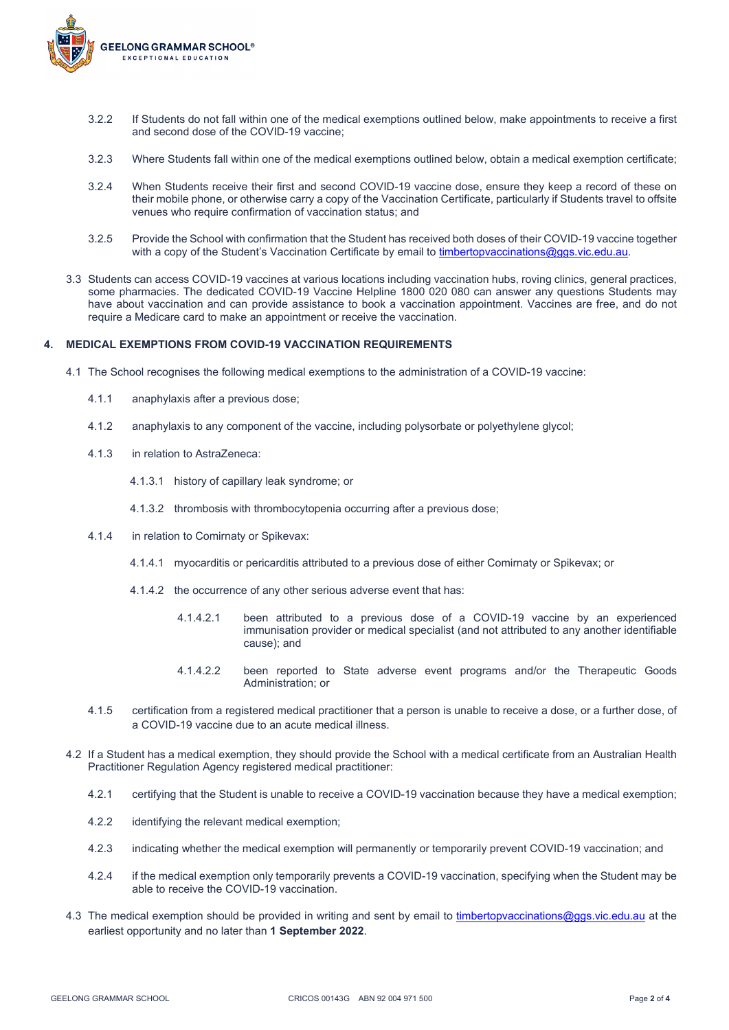3.2.2 If Students do not fall within one of the medical exemptions outlined below, make appointments to receive a first and second dose of the COVID-19 vaccine;

3.2.3 Where Students fall within one of the medical exemptions outlined below, obtain a medical exemption certificate;

3.2.4 When Students receive their first and second COVID-19 vaccine dose, ensure they keep a record of these on their mobile phone, or otherwise carry a copy of the Vaccination Certificate, particularly if Students travel to offsite venues who require confirmation of vaccination status; and

3.2.5 Provide the School with confirmation that the Student has received both doses of their COVID-19 vaccine together with a copy of the Student's Vaccination Certificate by email to timbertopvaccinations@ggs.vic.edu.au.

3.3 Students can access COVID-19 vaccines at various locations including vaccination hubs, roving clinics, general practices, some pharmacies. The dedicated COVID-19 Vaccine Helpline 1800 020 080 can answer any questions Students may have about vaccination and can provide assistance to book a vaccination appointment. Vaccines are free, and do not require a Medicare card to make an appointment or receive the vaccination.

## 4. MEDICAL EXEMPTIONS FROM COVID-19 VACCINATION REQUIREMENTS

4.1 The School recognises the following medical exemptions to the administration of a COVID-19 vaccine:

4.1.1 anaphylaxis after a previous dose;

4.1.2 anaphylaxis to any component of the vaccine, including polysorbate or polyethylene glycol;

4.1.3 in relation to AstraZeneca:

4.1.3.1 history of capillary leak syndrome; or

4.1.3.2 thrombosis with thrombocytopenia occurring after a previous dose;

4.1.4 in relation to Comirnaty or Spikevax:

4.1.4.1 myocarditis or pericarditis attributed to a previous dose of either Comirnaty or Spikevax; or

4.1.4.2 the occurrence of any other serious adverse event that has:

4.1.4.2.1 been attributed to a previous dose of a COVID-19 vaccine by an experienced immunisation provider or medical specialist (and not attributed to any another identifiable cause); and

4.1.4.2.2 been reported to State adverse event programs and/or the Therapeutic Goods Administration; or

4.1.5 certification from a registered medical practitioner that a person is unable to receive a dose, or a further dose, of a COVID-19 vaccine due to an acute medical illness.

4.2 If a Student has a medical exemption, they should provide the School with a medical certificate from an Australian Health Practitioner Regulation Agency registered medical practitioner:

4.2.1 certifying that the Student is unable to receive a COVID-19 vaccination because they have a medical exemption;

4.2.2 identifying the relevant medical exemption;

4.2.3 indicating whether the medical exemption will permanently or temporarily prevent COVID-19 vaccination; and

4.2.4 if the medical exemption only temporarily prevents a COVID-19 vaccination, specifying when the Student may be able to receive the COVID-19 vaccination.

4.3 The medical exemption should be provided in writing and sent by email to timbertopvaccinations@ggs.vic.edu.au at the earliest opportunity and no later than **1 September 2022**.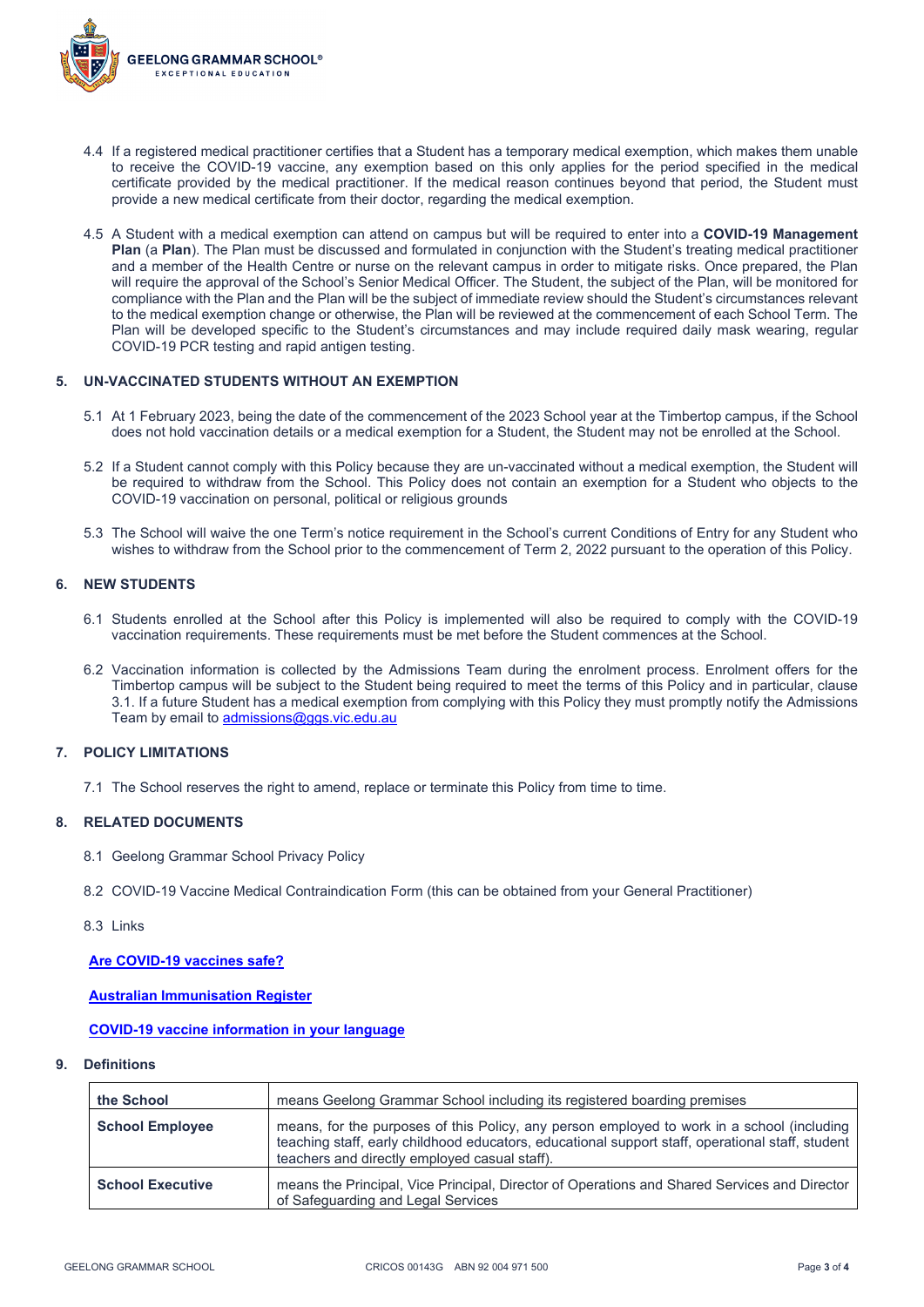4.4 If a registered medical practitioner certifies that a Student has a temporary medical exemption, which makes them unable to receive the COVID-19 vaccine, any exemption based on this only applies for the period specified in the medical certificate provided by the medical practitioner. If the medical reason continues beyond that period, the Student must provide a new medical certificate from their doctor, regarding the medical exemption.

4.5 A Student with a medical exemption can attend on campus but will be required to enter into a **COVID-19 Management Plan** (a **Plan**). The Plan must be discussed and formulated in conjunction with the Student's treating medical practitioner and a member of the Health Centre or nurse on the relevant campus in order to mitigate risks. Once prepared, the Plan will require the approval of the School's Senior Medical Officer. The Student, the subject of the Plan, will be monitored for compliance with the Plan and the Plan will be the subject of immediate review should the Student's circumstances relevant to the medical exemption change or otherwise, the Plan will be reviewed at the commencement of each School Term. The Plan will be developed specific to the Student's circumstances and may include required daily mask wearing, regular COVID-19 PCR testing and rapid antigen testing.

## 5. UN-VACCINATED STUDENTS WITHOUT AN EXEMPTION

5.1 At 1 February 2023, being the date of the commencement of the 2023 School year at the Timbertop campus, if the School does not hold vaccination details or a medical exemption for a Student, the Student may not be enrolled at the School.

5.2 If a Student cannot comply with this Policy because they are un-vaccinated without a medical exemption, the Student will be required to withdraw from the School. This Policy does not contain an exemption for a Student who objects to the COVID-19 vaccination on personal, political or religious grounds

5.3 The School will waive the one Term's notice requirement in the School's current Conditions of Entry for any Student who wishes to withdraw from the School prior to the commencement of Term 2, 2022 pursuant to the operation of this Policy.

## 6. NEW STUDENTS

6.1 Students enrolled at the School after this Policy is implemented will also be required to comply with the COVID-19 vaccination requirements. These requirements must be met before the Student commences at the School.

6.2 Vaccination information is collected by the Admissions Team during the enrolment process. Enrolment offers for the Timbertop campus will be subject to the Student being required to meet the terms of this Policy and in particular, clause 3.1. If a future Student has a medical exemption from complying with this Policy they must promptly notify the Admissions Team by email to admissions@ggs.vic.edu.au

## 7. POLICY LIMITATIONS

7.1 The School reserves the right to amend, replace or terminate this Policy from time to time.

## 8. RELATED DOCUMENTS

8.1 Geelong Grammar School Privacy Policy

8.2 COVID-19 Vaccine Medical Contraindication Form (this can be obtained from your General Practitioner)

8.3 Links

**Are COVID-19 vaccines safe?**

**Australian Immunisation Register**

**COVID-19 vaccine information in your language**

## 9. Definitions

| | |
|---|---|
| **the School** | means Geelong Grammar School including its registered boarding premises |
| **School Employee** | means, for the purposes of this Policy, any person employed to work in a school (including teaching staff, early childhood educators, educational support staff, operational staff, student teachers and directly employed casual staff). |
| **School Executive** | means the Principal, Vice Principal, Director of Operations and Shared Services and Director of Safeguarding and Legal Services |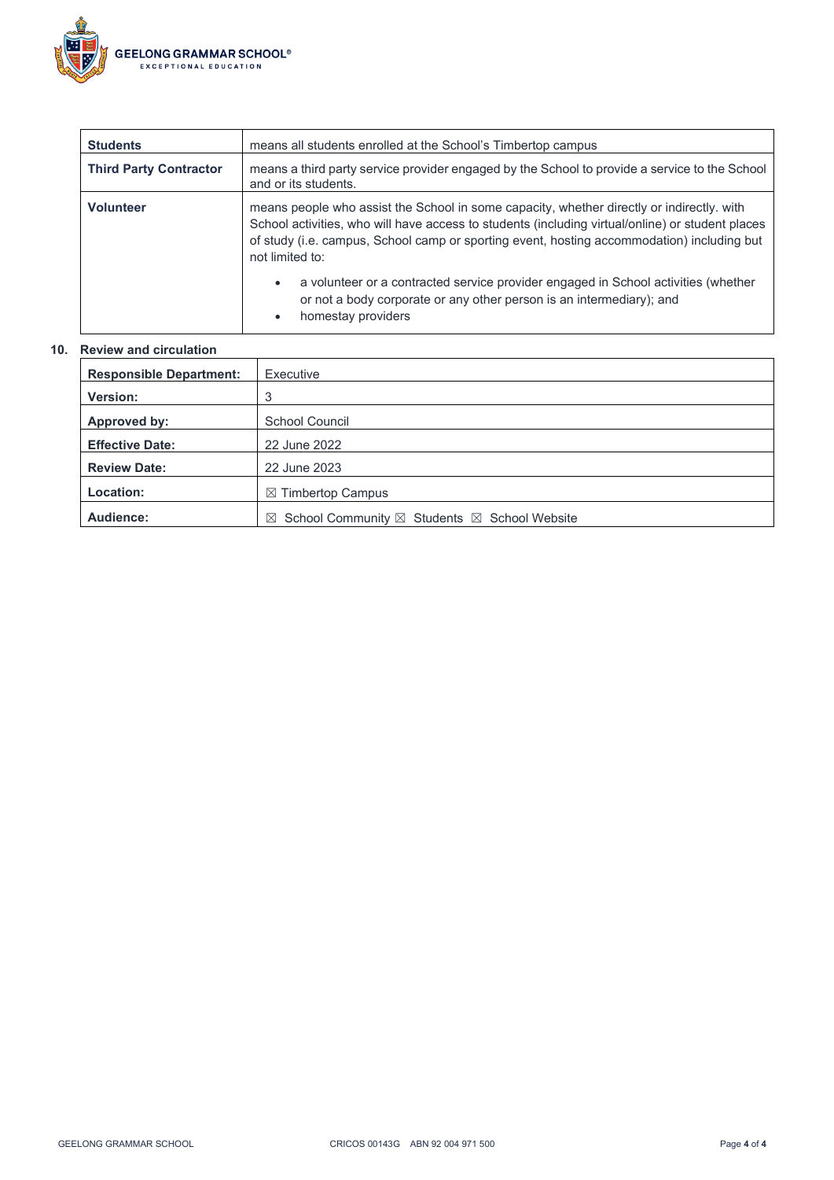| | |
|---|---|
| **Students** | means all students enrolled at the School's Timbertop campus |
| **Third Party Contractor** | means a third party service provider engaged by the School to provide a service to the School and or its students. |
| **Volunteer** | means people who assist the School in some capacity, whether directly or indirectly. with School activities, who will have access to students (including virtual/online) or student places of study (i.e. campus, School camp or sporting event, hosting accommodation) including but not limited to:<br>• a volunteer or a contracted service provider engaged in School activities (whether or not a body corporate or any other person is an intermediary); and<br>• homestay providers |

## 10. Review and circulation

| | |
|---|---|
| **Responsible Department:** | Executive |
| **Version:** | 3 |
| **Approved by:** | School Council |
| **Effective Date:** | 22 June 2022 |
| **Review Date:** | 22 June 2023 |
| **Location:** | ☒ Timbertop Campus |
| **Audience:** | ☒ School Community ☒ Students ☒ School Website |